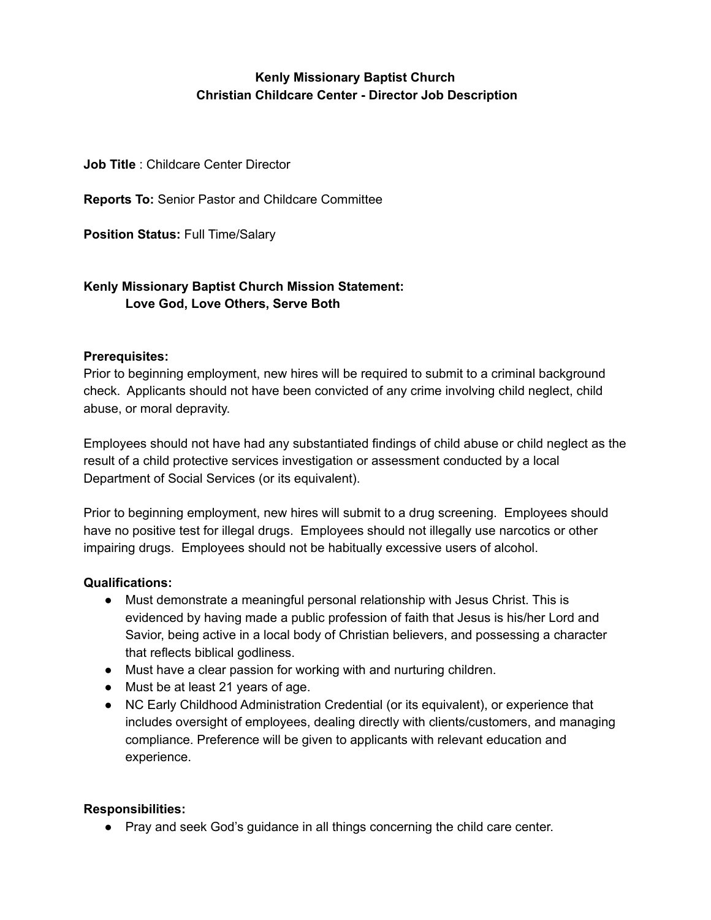# Kenly Missionary Baptist Church
## Christian Childcare Center - Director Job Description

**Job Title** : Childcare Center Director

**Reports To:** Senior Pastor and Childcare Committee

**Position Status:** Full Time/Salary

**Kenly Missionary Baptist Church Mission Statement:**
**Love God, Love Others, Serve Both**

**Prerequisites:**
Prior to beginning employment, new hires will be required to submit to a criminal background check. Applicants should not have been convicted of any crime involving child neglect, child abuse, or moral depravity.

Employees should not have had any substantiated findings of child abuse or child neglect as the result of a child protective services investigation or assessment conducted by a local Department of Social Services (or its equivalent).

Prior to beginning employment, new hires will submit to a drug screening. Employees should have no positive test for illegal drugs. Employees should not illegally use narcotics or other impairing drugs. Employees should not be habitually excessive users of alcohol.

**Qualifications:**
- Must demonstrate a meaningful personal relationship with Jesus Christ. This is evidenced by having made a public profession of faith that Jesus is his/her Lord and Savior, being active in a local body of Christian believers, and possessing a character that reflects biblical godliness.
- Must have a clear passion for working with and nurturing children.
- Must be at least 21 years of age.
- NC Early Childhood Administration Credential (or its equivalent), or experience that includes oversight of employees, dealing directly with clients/customers, and managing compliance. Preference will be given to applicants with relevant education and experience.

**Responsibilities:**
- Pray and seek God's guidance in all things concerning the child care center.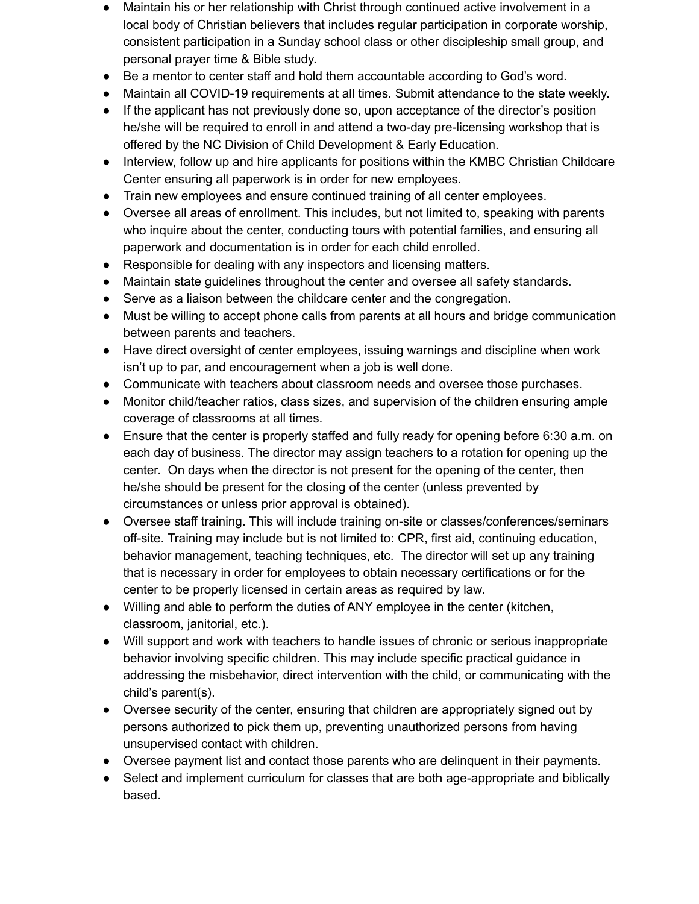- Maintain his or her relationship with Christ through continued active involvement in a local body of Christian believers that includes regular participation in corporate worship, consistent participation in a Sunday school class or other discipleship small group, and personal prayer time & Bible study.
- Be a mentor to center staff and hold them accountable according to God's word.
- Maintain all COVID-19 requirements at all times. Submit attendance to the state weekly.
- If the applicant has not previously done so, upon acceptance of the director's position he/she will be required to enroll in and attend a two-day pre-licensing workshop that is offered by the NC Division of Child Development & Early Education.
- Interview, follow up and hire applicants for positions within the KMBC Christian Childcare Center ensuring all paperwork is in order for new employees.
- Train new employees and ensure continued training of all center employees.
- Oversee all areas of enrollment. This includes, but not limited to, speaking with parents who inquire about the center, conducting tours with potential families, and ensuring all paperwork and documentation is in order for each child enrolled.
- Responsible for dealing with any inspectors and licensing matters.
- Maintain state guidelines throughout the center and oversee all safety standards.
- Serve as a liaison between the childcare center and the congregation.
- Must be willing to accept phone calls from parents at all hours and bridge communication between parents and teachers.
- Have direct oversight of center employees, issuing warnings and discipline when work isn't up to par, and encouragement when a job is well done.
- Communicate with teachers about classroom needs and oversee those purchases.
- Monitor child/teacher ratios, class sizes, and supervision of the children ensuring ample coverage of classrooms at all times.
- Ensure that the center is properly staffed and fully ready for opening before 6:30 a.m. on each day of business. The director may assign teachers to a rotation for opening up the center. On days when the director is not present for the opening of the center, then he/she should be present for the closing of the center (unless prevented by circumstances or unless prior approval is obtained).
- Oversee staff training. This will include training on-site or classes/conferences/seminars off-site. Training may include but is not limited to: CPR, first aid, continuing education, behavior management, teaching techniques, etc. The director will set up any training that is necessary in order for employees to obtain necessary certifications or for the center to be properly licensed in certain areas as required by law.
- Willing and able to perform the duties of ANY employee in the center (kitchen, classroom, janitorial, etc.).
- Will support and work with teachers to handle issues of chronic or serious inappropriate behavior involving specific children. This may include specific practical guidance in addressing the misbehavior, direct intervention with the child, or communicating with the child's parent(s).
- Oversee security of the center, ensuring that children are appropriately signed out by persons authorized to pick them up, preventing unauthorized persons from having unsupervised contact with children.
- Oversee payment list and contact those parents who are delinquent in their payments.
- Select and implement curriculum for classes that are both age-appropriate and biblically based.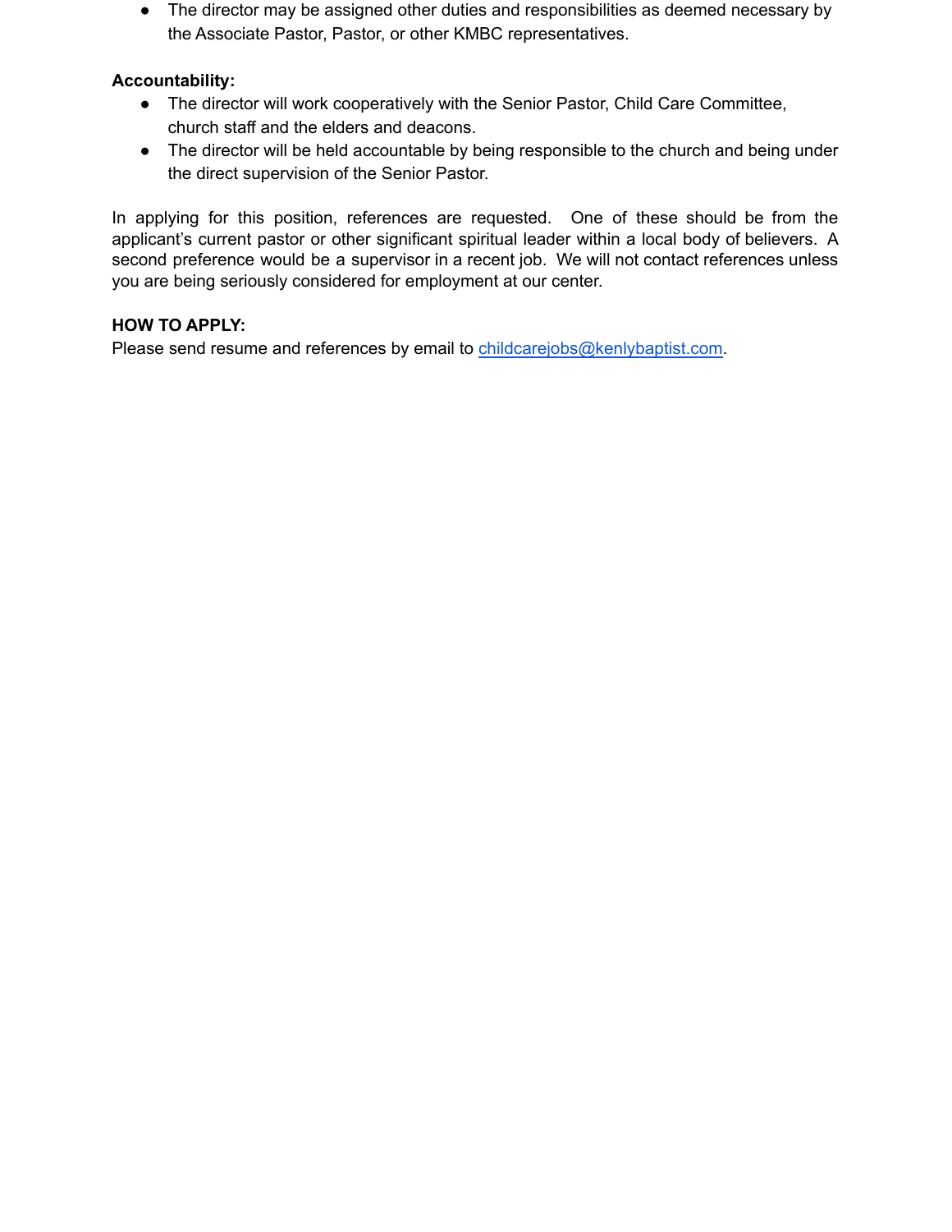- The director may be assigned other duties and responsibilities as deemed necessary by the Associate Pastor, Pastor, or other KMBC representatives.

**Accountability:**

- The director will work cooperatively with the Senior Pastor, Child Care Committee, church staff and the elders and deacons.
- The director will be held accountable by being responsible to the church and being under the direct supervision of the Senior Pastor.

In applying for this position, references are requested. One of these should be from the applicant's current pastor or other significant spiritual leader within a local body of believers. A second preference would be a supervisor in a recent job. We will not contact references unless you are being seriously considered for employment at our center.

**HOW TO APPLY:**
Please send resume and references by email to childcarejobs@kenlybaptist.com.